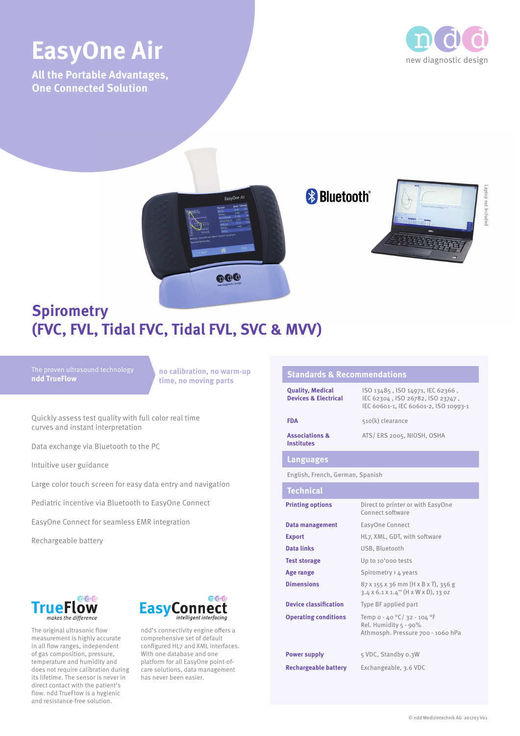# EasyOne Air

**All the Portable Advantages, One Connected Solution**

ndd new diagnostic design

Bluetooth®

Laptop not included

## Spirometry (FVC, FVL, Tidal FVC, Tidal FVL, SVC & MVV)

The proven ultrasound technology **ndd TrueFlow**

**no calibration, no warm-up time, no moving parts**

Quickly assess test quality with full color real time curves and instant interpretation

Data exchange via Bluetooth to the PC

Intuitive user guidance

Large color touch screen for easy data entry and navigation

Pediatric incentive via Bluetooth to EasyOne Connect

EasyOne Connect for seamless EMR integration

Rechargeable battery

### TrueFlow

*makes the difference*

The original ultrasonic flow measurement is highly accurate in all flow ranges, independent of gas composition, pressure, temperature and humidity and does not require calibration during its lifetime. The sensor is never in direct contact with the patient's flow. ndd TrueFlow is a hygienic and resistance-free solution.

### EasyConnect

*intelligent interfacing*

ndd's connectivity engine offers a comprehensive set of default configured HL7 and XML interfaces. With one database and one platform for all EasyOne point-of-care solutions, data management has never been easier.

### Standards & Recommendations

| | |
|---|---|
| **Quality, Medical Devices & Electrical** | ISO 13485 , ISO 14971, IEC 62366 , IEC 62304 , ISO 26782, ISO 23747 , IEC 60601-1, IEC 60601-2, ISO 10993-1 |
| **FDA** | 510(k) clearance |
| **Associations & Institutes** | ATS/ ERS 2005, NIOSH, OSHA |

### Languages

English, French, German, Spanish

### Technical

| | |
|---|---|
| **Printing options** | Direct to printer or with EasyOne Connect software |
| **Data management** | EasyOne Connect |
| **Export** | HL7, XML, GDT, with software |
| **Data links** | USB, Bluetooth |
| **Test storage** | Up to 10'000 tests |
| **Age range** | Spirometry › 4 years |
| **Dimensions** | 87 x 155 x 36 mm (H x B x T), 356 g<br>3.4 x 6.1 x 1.4" (H x W x D), 13 oz |
| **Device classification** | Type BF applied part |
| **Operating conditions** | Temp 0 - 40 °C/ 32 - 104 °F<br>Rel. Humidity 5 - 90%<br>Athmosph. Pressure 700 - 1060 hPa |
| **Power supply** | 5 VDC, Standby 0.3W |
| **Rechargeable battery** | Exchangeable, 3.6 VDC |

© ndd Medizintechnik AG 201703 V01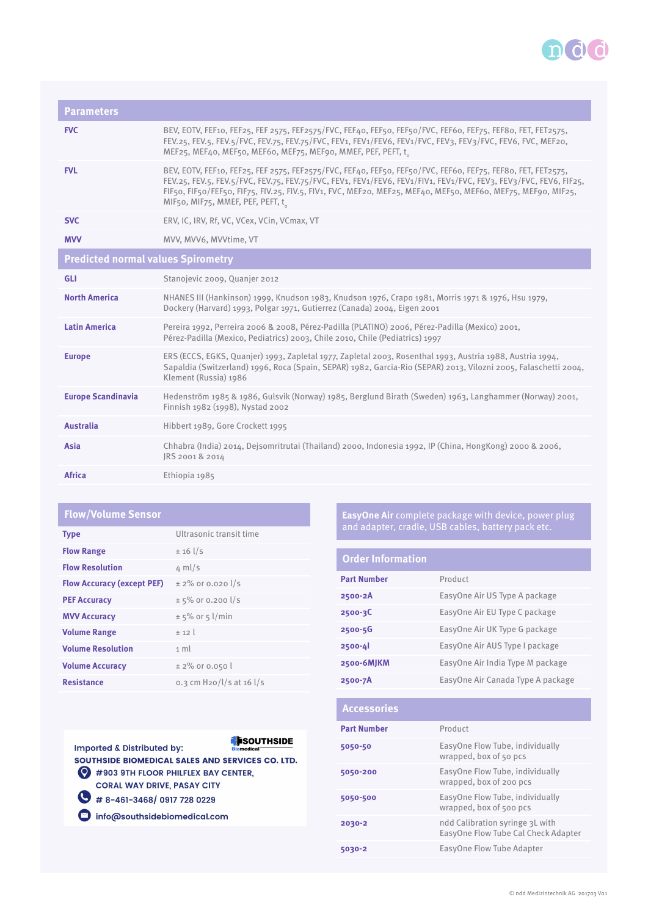## Parameters

| | |
|---|---|
| **FVC** | BEV, EOTV, FEF10, FEF25, FEF 2575, FEF2575/FVC, FEF40, FEF50, FEF50/FVC, FEF60, FEF75, FEF80, FET, FET2575, FEV.25, FEV.5, FEV.5/FVC, FEV.75, FEV.75/FVC, FEV1, FEV1/FEV6, FEV1/FVC, FEV3, FEV3/FVC, FEV6, FVC, MEF20, MEF25, MEF40, MEF50, MEF60, MEF75, MEF90, MMEF, PEF, PEFT, $t_0$ |
| **FVL** | BEV, EOTV, FEF10, FEF25, FEF 2575, FEF2575/FVC, FEF40, FEF50, FEF50/FVC, FEF60, FEF75, FEF80, FET, FET2575, FEV.25, FEV.5, FEV.5/FVC, FEV.75, FEV.75/FVC, FEV1, FEV1/FEV6, FEV1/FIV1, FEV1/FVC, FEV3, FEV3/FVC, FEV6, FIF25, FIF50, FIF50/FEF50, FIF75, FIV.25, FIV.5, FIV1, FVC, MEF20, MEF25, MEF40, MEF50, MEF60, MEF75, MEF90, MIF25, MIF50, MIF75, MMEF, PEF, PEFT, $t_0$ |
| **SVC** | ERV, IC, IRV, Rf, VC, VCex, VCin, VCmax, VT |
| **MVV** | MVV, MVV6, MVVtime, VT |

## Predicted normal values Spirometry

| | |
|---|---|
| **GLI** | Stanojevic 2009, Quanjer 2012 |
| **North America** | NHANES III (Hankinson) 1999, Knudson 1983, Knudson 1976, Crapo 1981, Morris 1971 & 1976, Hsu 1979, Dockery (Harvard) 1993, Polgar 1971, Gutierrez (Canada) 2004, Eigen 2001 |
| **Latin America** | Pereira 1992, Perreira 2006 & 2008, Pérez-Padilla (PLATINO) 2006, Pérez-Padilla (Mexico) 2001, Pérez-Padilla (Mexico, Pediatrics) 2003, Chile 2010, Chile (Pediatrics) 1997 |
| **Europe** | ERS (ECCS, EGKS, Quanjer) 1993, Zapletal 1977, Zapletal 2003, Rosenthal 1993, Austria 1988, Austria 1994, Sapaldia (Switzerland) 1996, Roca (Spain, SEPAR) 1982, Garcia-Rio (SEPAR) 2013, Vilozni 2005, Falaschetti 2004, Klement (Russia) 1986 |
| **Europe Scandinavia** | Hedenström 1985 & 1986, Gulsvik (Norway) 1985, Berglund Birath (Sweden) 1963, Langhammer (Norway) 2001, Finnish 1982 (1998), Nystad 2002 |
| **Australia** | Hibbert 1989, Gore Crockett 1995 |
| **Asia** | Chhabra (India) 2014, Dejsomritrutai (Thailand) 2000, Indonesia 1992, IP (China, HongKong) 2000 & 2006, JRS 2001 & 2014 |
| **Africa** | Ethiopia 1985 |

## Flow/Volume Sensor

| | |
|---|---|
| **Type** | Ultrasonic transit time |
| **Flow Range** | ± 16 l/s |
| **Flow Resolution** | 4 ml/s |
| **Flow Accuracy (except PEF)** | ± 2% or 0.020 l/s |
| **PEF Accuracy** | ± 5% or 0.200 l/s |
| **MVV Accuracy** | ± 5% or 5 l/min |
| **Volume Range** | ± 12 l |
| **Volume Resolution** | 1 ml |
| **Volume Accuracy** | ± 2% or 0.050 l |
| **Resistance** | 0.3 cm H2o/l/s at 16 l/s |

Imported & Distributed by:

SOUTHSIDE Biomedical

**SOUTHSIDE BIOMEDICAL SALES AND SERVICES CO. LTD.**

**#903 9TH FLOOR PHILFLEX BAY CENTER, CORAL WAY DRIVE, PASAY CITY**

**# 8-461-3468/ 0917 728 0229**

**info@southsidebiomedical.com**

**EasyOne Air** complete package with device, power plug and adapter, cradle, USB cables, battery pack etc.

## Order Information

| Part Number | Product |
|---|---|
| **2500-2A** | EasyOne Air US Type A package |
| **2500-3C** | EasyOne Air EU Type C package |
| **2500-5G** | EasyOne Air UK Type G package |
| **2500-4I** | EasyOne Air AUS Type I package |
| **2500-6MJKM** | EasyOne Air India Type M package |
| **2500-7A** | EasyOne Air Canada Type A package |

## Accessories

| Part Number | Product |
|---|---|
| **5050-50** | EasyOne Flow Tube, individually wrapped, box of 50 pcs |
| **5050-200** | EasyOne Flow Tube, individually wrapped, box of 200 pcs |
| **5050-500** | EasyOne Flow Tube, individually wrapped, box of 500 pcs |
| **2030-2** | ndd Calibration syringe 3L with EasyOne Flow Tube Cal Check Adapter |
| **5030-2** | EasyOne Flow Tube Adapter |

© ndd Medizintechnik AG 201703 V01